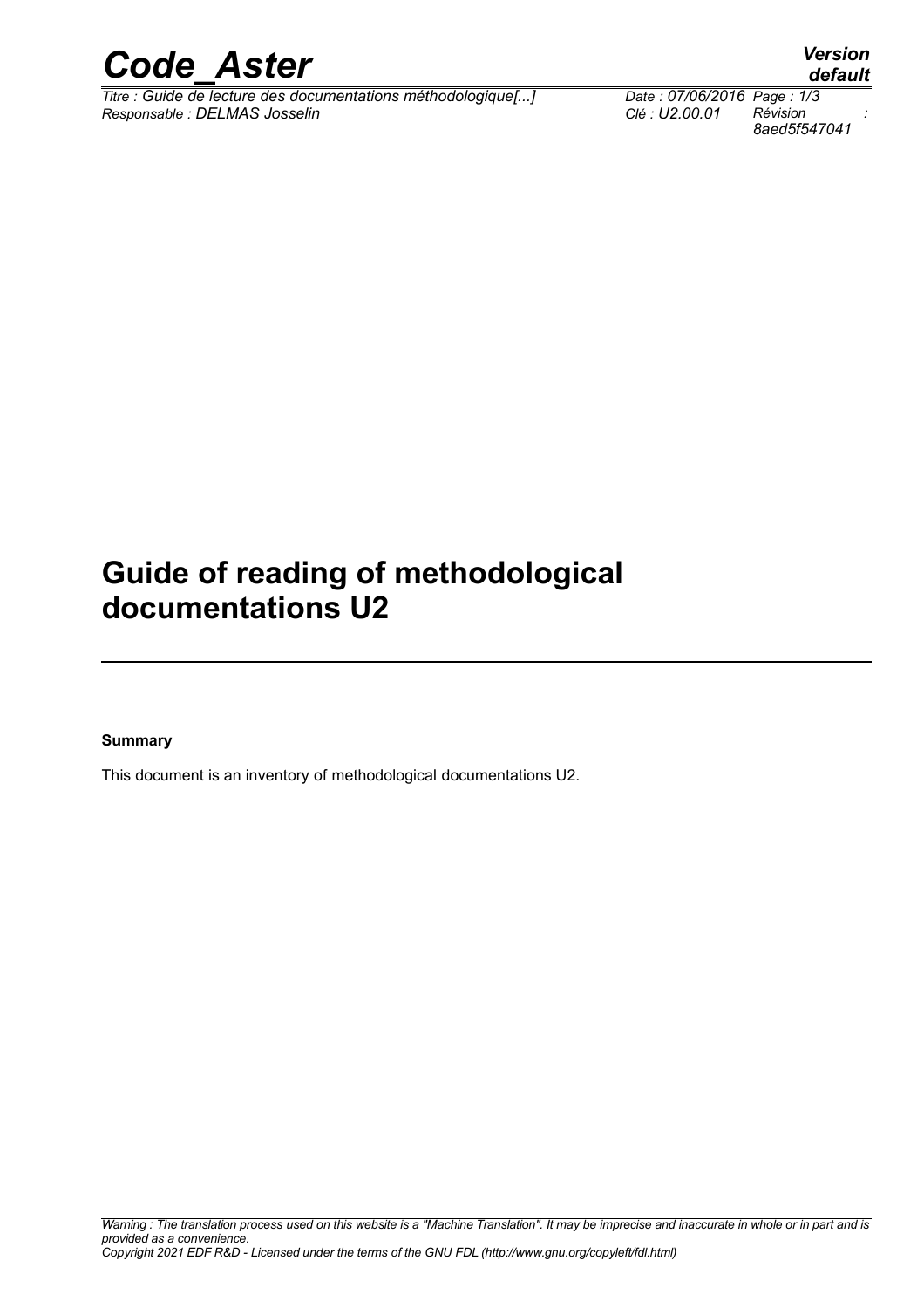# Guide of reading of methodological documentations U2

**Summary**

This document is an inventory of methodological documentations U2.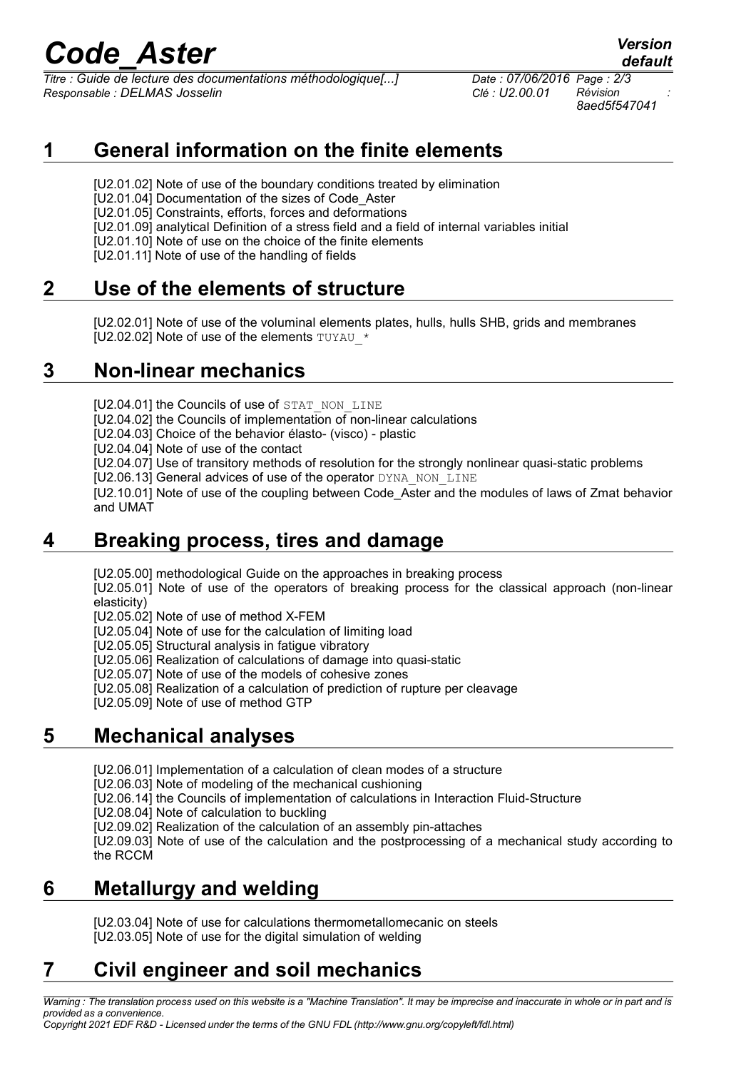# 1 General information on the finite elements

[U2.01.02] Note of use of the boundary conditions treated by elimination
[U2.01.04] Documentation of the sizes of Code_Aster
[U2.01.05] Constraints, efforts, forces and deformations
[U2.01.09] analytical Definition of a stress field and a field of internal variables initial
[U2.01.10] Note of use on the choice of the finite elements
[U2.01.11] Note of use of the handling of fields

# 2 Use of the elements of structure

[U2.02.01] Note of use of the voluminal elements plates, hulls, hulls SHB, grids and membranes
[U2.02.02] Note of use of the elements TUYAU_*

# 3 Non-linear mechanics

[U2.04.01] the Councils of use of STAT_NON_LINE
[U2.04.02] the Councils of implementation of non-linear calculations
[U2.04.03] Choice of the behavior élasto- (visco) - plastic
[U2.04.04] Note of use of the contact
[U2.04.07] Use of transitory methods of resolution for the strongly nonlinear quasi-static problems
[U2.06.13] General advices of use of the operator DYNA_NON_LINE
[U2.10.01] Note of use of the coupling between Code_Aster and the modules of laws of Zmat behavior and UMAT

# 4 Breaking process, tires and damage

[U2.05.00] methodological Guide on the approaches in breaking process
[U2.05.01] Note of use of the operators of breaking process for the classical approach (non-linear elasticity)
[U2.05.02] Note of use of method X-FEM
[U2.05.04] Note of use for the calculation of limiting load
[U2.05.05] Structural analysis in fatigue vibratory
[U2.05.06] Realization of calculations of damage into quasi-static
[U2.05.07] Note of use of the models of cohesive zones
[U2.05.08] Realization of a calculation of prediction of rupture per cleavage
[U2.05.09] Note of use of method GTP

# 5 Mechanical analyses

[U2.06.01] Implementation of a calculation of clean modes of a structure
[U2.06.03] Note of modeling of the mechanical cushioning
[U2.06.14] the Councils of implementation of calculations in Interaction Fluid-Structure
[U2.08.04] Note of calculation to buckling
[U2.09.02] Realization of the calculation of an assembly pin-attaches
[U2.09.03] Note of use of the calculation and the postprocessing of a mechanical study according to the RCCM

# 6 Metallurgy and welding

[U2.03.04] Note of use for calculations thermometallomecanic on steels
[U2.03.05] Note of use for the digital simulation of welding

# 7 Civil engineer and soil mechanics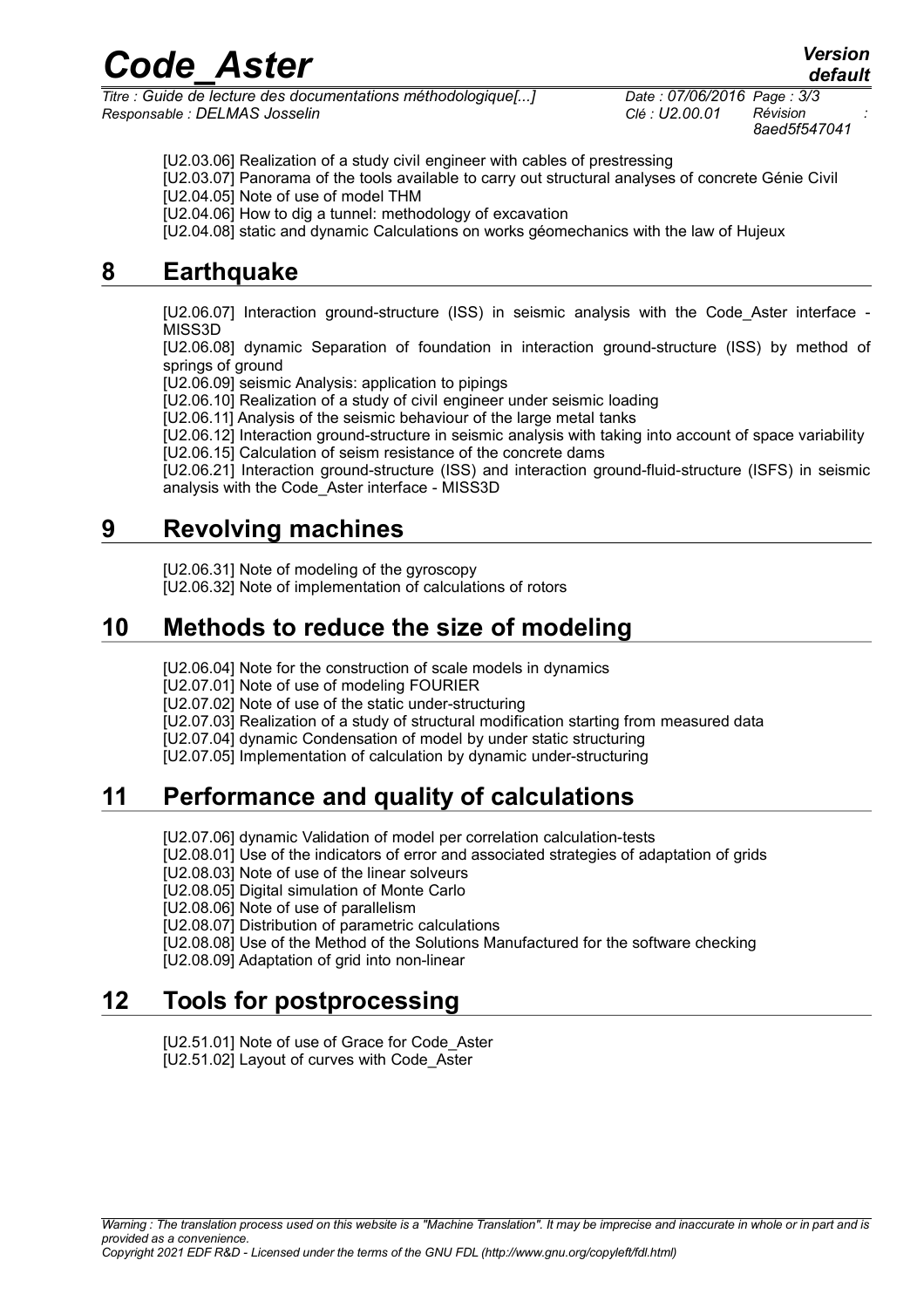[U2.03.06] Realization of a study civil engineer with cables of prestressing
[U2.03.07] Panorama of the tools available to carry out structural analyses of concrete Génie Civil
[U2.04.05] Note of use of model THM
[U2.04.06] How to dig a tunnel: methodology of excavation
[U2.04.08] static and dynamic Calculations on works géomechanics with the law of Hujeux

# 8 Earthquake

[U2.06.07] Interaction ground-structure (ISS) in seismic analysis with the Code_Aster interface - MISS3D
[U2.06.08] dynamic Separation of foundation in interaction ground-structure (ISS) by method of springs of ground
[U2.06.09] seismic Analysis: application to pipings
[U2.06.10] Realization of a study of civil engineer under seismic loading
[U2.06.11] Analysis of the seismic behaviour of the large metal tanks
[U2.06.12] Interaction ground-structure in seismic analysis with taking into account of space variability
[U2.06.15] Calculation of seism resistance of the concrete dams
[U2.06.21] Interaction ground-structure (ISS) and interaction ground-fluid-structure (ISFS) in seismic analysis with the Code_Aster interface - MISS3D

# 9 Revolving machines

[U2.06.31] Note of modeling of the gyroscopy
[U2.06.32] Note of implementation of calculations of rotors

# 10 Methods to reduce the size of modeling

[U2.06.04] Note for the construction of scale models in dynamics
[U2.07.01] Note of use of modeling FOURIER
[U2.07.02] Note of use of the static under-structuring
[U2.07.03] Realization of a study of structural modification starting from measured data
[U2.07.04] dynamic Condensation of model by under static structuring
[U2.07.05] Implementation of calculation by dynamic under-structuring

# 11 Performance and quality of calculations

[U2.07.06] dynamic Validation of model per correlation calculation-tests
[U2.08.01] Use of the indicators of error and associated strategies of adaptation of grids
[U2.08.03] Note of use of the linear solveurs
[U2.08.05] Digital simulation of Monte Carlo
[U2.08.06] Note of use of parallelism
[U2.08.07] Distribution of parametric calculations
[U2.08.08] Use of the Method of the Solutions Manufactured for the software checking
[U2.08.09] Adaptation of grid into non-linear

# 12 Tools for postprocessing

[U2.51.01] Note of use of Grace for Code_Aster
[U2.51.02] Layout of curves with Code_Aster